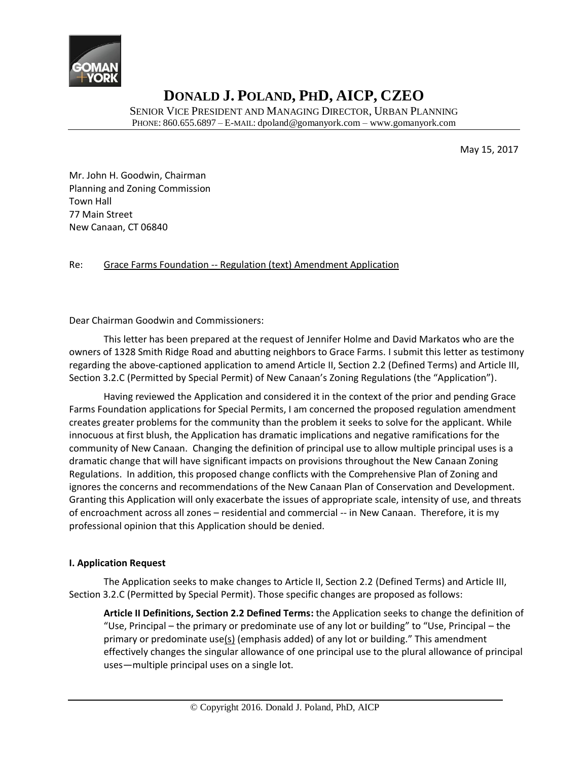# DONALD J. POLAND, PHD, AICP, CZEO

SENIOR VICE PRESIDENT AND MANAGING DIRECTOR, URBAN PLANNING
PHONE: 860.655.6897 – E-MAIL: dpoland@gomanyork.com – www.gomanyork.com

May 15, 2017

Mr. John H. Goodwin, Chairman
Planning and Zoning Commission
Town Hall
77 Main Street
New Canaan, CT 06840

Re: Grace Farms Foundation -- Regulation (text) Amendment Application

Dear Chairman Goodwin and Commissioners:

This letter has been prepared at the request of Jennifer Holme and David Markatos who are the owners of 1328 Smith Ridge Road and abutting neighbors to Grace Farms. I submit this letter as testimony regarding the above-captioned application to amend Article II, Section 2.2 (Defined Terms) and Article III, Section 3.2.C (Permitted by Special Permit) of New Canaan's Zoning Regulations (the "Application").

Having reviewed the Application and considered it in the context of the prior and pending Grace Farms Foundation applications for Special Permits, I am concerned the proposed regulation amendment creates greater problems for the community than the problem it seeks to solve for the applicant. While innocuous at first blush, the Application has dramatic implications and negative ramifications for the community of New Canaan. Changing the definition of principal use to allow multiple principal uses is a dramatic change that will have significant impacts on provisions throughout the New Canaan Zoning Regulations. In addition, this proposed change conflicts with the Comprehensive Plan of Zoning and ignores the concerns and recommendations of the New Canaan Plan of Conservation and Development. Granting this Application will only exacerbate the issues of appropriate scale, intensity of use, and threats of encroachment across all zones – residential and commercial -- in New Canaan. Therefore, it is my professional opinion that this Application should be denied.

**I. Application Request**

The Application seeks to make changes to Article II, Section 2.2 (Defined Terms) and Article III, Section 3.2.C (Permitted by Special Permit). Those specific changes are proposed as follows:

> **Article II Definitions, Section 2.2 Defined Terms:** the Application seeks to change the definition of "Use, Principal – the primary or predominate use of any lot or building" to "Use, Principal – the primary or predominate use(s) (emphasis added) of any lot or building." This amendment effectively changes the singular allowance of one principal use to the plural allowance of principal uses—multiple principal uses on a single lot.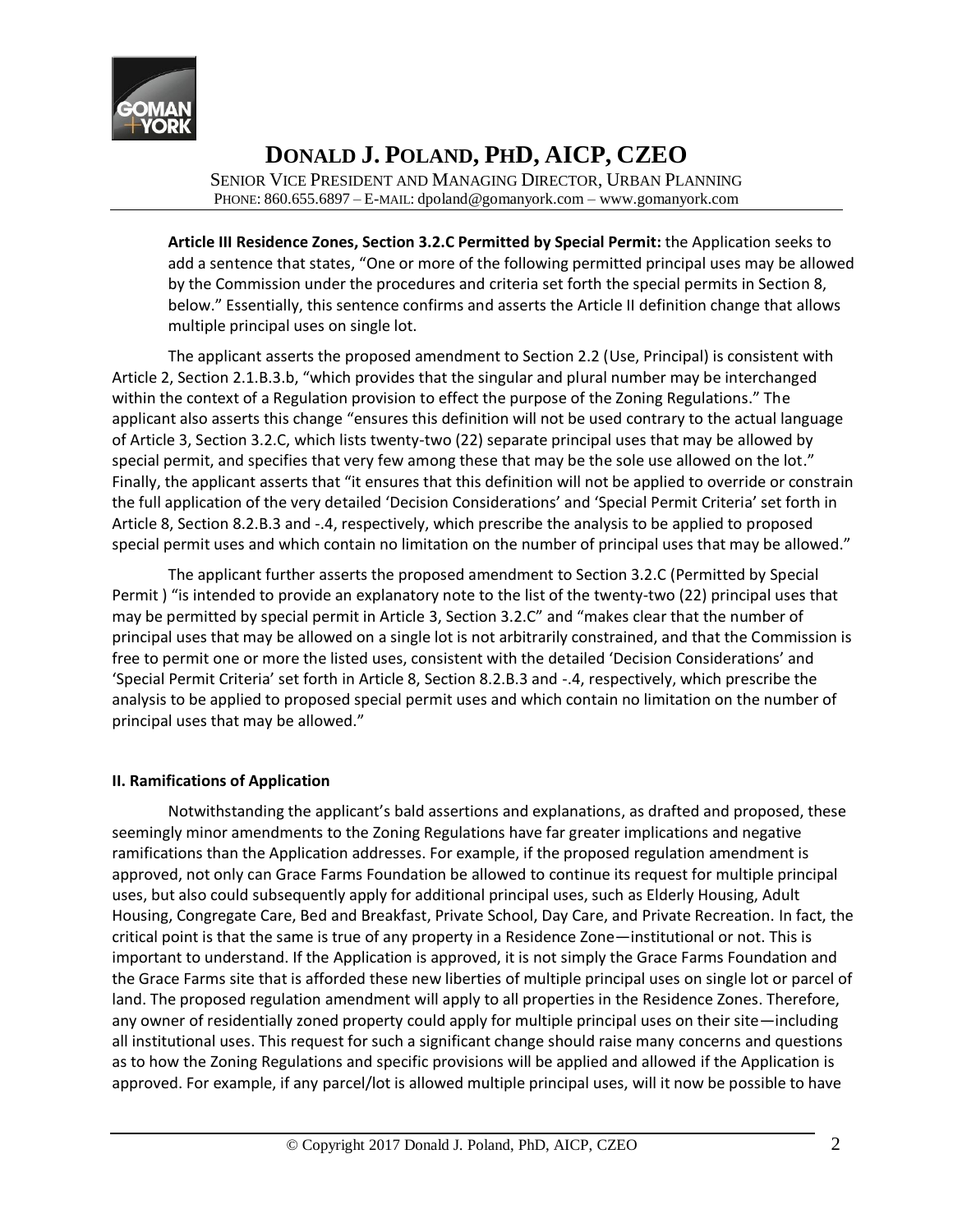**Article III Residence Zones, Section 3.2.C Permitted by Special Permit:** the Application seeks to add a sentence that states, "One or more of the following permitted principal uses may be allowed by the Commission under the procedures and criteria set forth the special permits in Section 8, below." Essentially, this sentence confirms and asserts the Article II definition change that allows multiple principal uses on single lot.

The applicant asserts the proposed amendment to Section 2.2 (Use, Principal) is consistent with Article 2, Section 2.1.B.3.b, "which provides that the singular and plural number may be interchanged within the context of a Regulation provision to effect the purpose of the Zoning Regulations." The applicant also asserts this change "ensures this definition will not be used contrary to the actual language of Article 3, Section 3.2.C, which lists twenty-two (22) separate principal uses that may be allowed by special permit, and specifies that very few among these that may be the sole use allowed on the lot." Finally, the applicant asserts that "it ensures that this definition will not be applied to override or constrain the full application of the very detailed 'Decision Considerations' and 'Special Permit Criteria' set forth in Article 8, Section 8.2.B.3 and -.4, respectively, which prescribe the analysis to be applied to proposed special permit uses and which contain no limitation on the number of principal uses that may be allowed."

The applicant further asserts the proposed amendment to Section 3.2.C (Permitted by Special Permit ) "is intended to provide an explanatory note to the list of the twenty-two (22) principal uses that may be permitted by special permit in Article 3, Section 3.2.C" and "makes clear that the number of principal uses that may be allowed on a single lot is not arbitrarily constrained, and that the Commission is free to permit one or more the listed uses, consistent with the detailed 'Decision Considerations' and 'Special Permit Criteria' set forth in Article 8, Section 8.2.B.3 and -.4, respectively, which prescribe the analysis to be applied to proposed special permit uses and which contain no limitation on the number of principal uses that may be allowed."

## II. Ramifications of Application

Notwithstanding the applicant's bald assertions and explanations, as drafted and proposed, these seemingly minor amendments to the Zoning Regulations have far greater implications and negative ramifications than the Application addresses. For example, if the proposed regulation amendment is approved, not only can Grace Farms Foundation be allowed to continue its request for multiple principal uses, but also could subsequently apply for additional principal uses, such as Elderly Housing, Adult Housing, Congregate Care, Bed and Breakfast, Private School, Day Care, and Private Recreation. In fact, the critical point is that the same is true of any property in a Residence Zone—institutional or not. This is important to understand. If the Application is approved, it is not simply the Grace Farms Foundation and the Grace Farms site that is afforded these new liberties of multiple principal uses on single lot or parcel of land. The proposed regulation amendment will apply to all properties in the Residence Zones. Therefore, any owner of residentially zoned property could apply for multiple principal uses on their site—including all institutional uses. This request for such a significant change should raise many concerns and questions as to how the Zoning Regulations and specific provisions will be applied and allowed if the Application is approved. For example, if any parcel/lot is allowed multiple principal uses, will it now be possible to have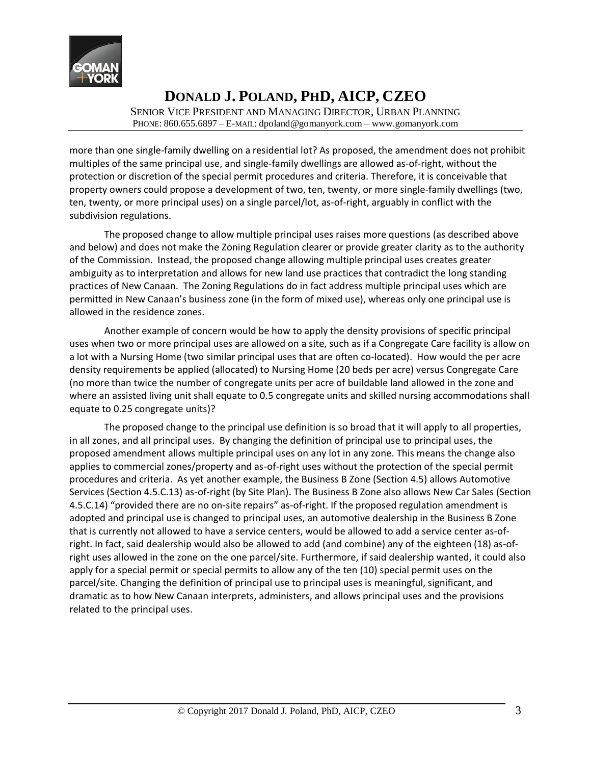more than one single-family dwelling on a residential lot? As proposed, the amendment does not prohibit multiples of the same principal use, and single-family dwellings are allowed as-of-right, without the protection or discretion of the special permit procedures and criteria. Therefore, it is conceivable that property owners could propose a development of two, ten, twenty, or more single-family dwellings (two, ten, twenty, or more principal uses) on a single parcel/lot, as-of-right, arguably in conflict with the subdivision regulations.

The proposed change to allow multiple principal uses raises more questions (as described above and below) and does not make the Zoning Regulation clearer or provide greater clarity as to the authority of the Commission. Instead, the proposed change allowing multiple principal uses creates greater ambiguity as to interpretation and allows for new land use practices that contradict the long standing practices of New Canaan. The Zoning Regulations do in fact address multiple principal uses which are permitted in New Canaan's business zone (in the form of mixed use), whereas only one principal use is allowed in the residence zones.

Another example of concern would be how to apply the density provisions of specific principal uses when two or more principal uses are allowed on a site, such as if a Congregate Care facility is allow on a lot with a Nursing Home (two similar principal uses that are often co-located). How would the per acre density requirements be applied (allocated) to Nursing Home (20 beds per acre) versus Congregate Care (no more than twice the number of congregate units per acre of buildable land allowed in the zone and where an assisted living unit shall equate to 0.5 congregate units and skilled nursing accommodations shall equate to 0.25 congregate units)?

The proposed change to the principal use definition is so broad that it will apply to all properties, in all zones, and all principal uses. By changing the definition of principal use to principal uses, the proposed amendment allows multiple principal uses on any lot in any zone. This means the change also applies to commercial zones/property and as-of-right uses without the protection of the special permit procedures and criteria. As yet another example, the Business B Zone (Section 4.5) allows Automotive Services (Section 4.5.C.13) as-of-right (by Site Plan). The Business B Zone also allows New Car Sales (Section 4.5.C.14) "provided there are no on-site repairs" as-of-right. If the proposed regulation amendment is adopted and principal use is changed to principal uses, an automotive dealership in the Business B Zone that is currently not allowed to have a service centers, would be allowed to add a service center as-of-right. In fact, said dealership would also be allowed to add (and combine) any of the eighteen (18) as-of-right uses allowed in the zone on the one parcel/site. Furthermore, if said dealership wanted, it could also apply for a special permit or special permits to allow any of the ten (10) special permit uses on the parcel/site. Changing the definition of principal use to principal uses is meaningful, significant, and dramatic as to how New Canaan interprets, administers, and allows principal uses and the provisions related to the principal uses.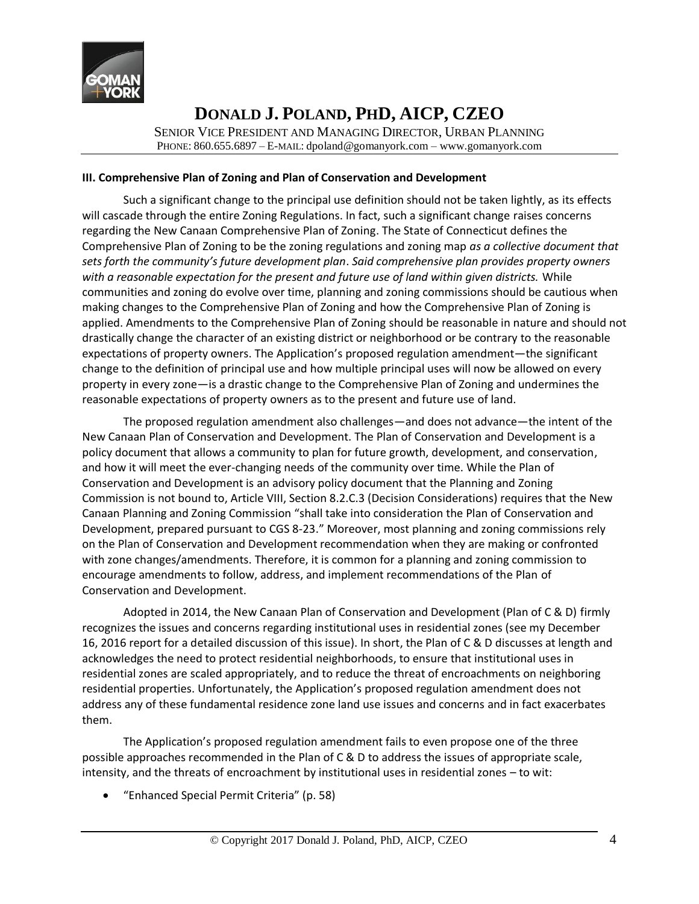### III. Comprehensive Plan of Zoning and Plan of Conservation and Development

Such a significant change to the principal use definition should not be taken lightly, as its effects will cascade through the entire Zoning Regulations. In fact, such a significant change raises concerns regarding the New Canaan Comprehensive Plan of Zoning. The State of Connecticut defines the Comprehensive Plan of Zoning to be the zoning regulations and zoning map *as a collective document that sets forth the community's future development plan*. *Said comprehensive plan provides property owners with a reasonable expectation for the present and future use of land within given districts.* While communities and zoning do evolve over time, planning and zoning commissions should be cautious when making changes to the Comprehensive Plan of Zoning and how the Comprehensive Plan of Zoning is applied. Amendments to the Comprehensive Plan of Zoning should be reasonable in nature and should not drastically change the character of an existing district or neighborhood or be contrary to the reasonable expectations of property owners. The Application's proposed regulation amendment—the significant change to the definition of principal use and how multiple principal uses will now be allowed on every property in every zone—is a drastic change to the Comprehensive Plan of Zoning and undermines the reasonable expectations of property owners as to the present and future use of land.

The proposed regulation amendment also challenges—and does not advance—the intent of the New Canaan Plan of Conservation and Development. The Plan of Conservation and Development is a policy document that allows a community to plan for future growth, development, and conservation, and how it will meet the ever-changing needs of the community over time. While the Plan of Conservation and Development is an advisory policy document that the Planning and Zoning Commission is not bound to, Article VIII, Section 8.2.C.3 (Decision Considerations) requires that the New Canaan Planning and Zoning Commission "shall take into consideration the Plan of Conservation and Development, prepared pursuant to CGS 8-23." Moreover, most planning and zoning commissions rely on the Plan of Conservation and Development recommendation when they are making or confronted with zone changes/amendments. Therefore, it is common for a planning and zoning commission to encourage amendments to follow, address, and implement recommendations of the Plan of Conservation and Development.

Adopted in 2014, the New Canaan Plan of Conservation and Development (Plan of C & D) firmly recognizes the issues and concerns regarding institutional uses in residential zones (see my December 16, 2016 report for a detailed discussion of this issue). In short, the Plan of C & D discusses at length and acknowledges the need to protect residential neighborhoods, to ensure that institutional uses in residential zones are scaled appropriately, and to reduce the threat of encroachments on neighboring residential properties. Unfortunately, the Application's proposed regulation amendment does not address any of these fundamental residence zone land use issues and concerns and in fact exacerbates them.

The Application's proposed regulation amendment fails to even propose one of the three possible approaches recommended in the Plan of C & D to address the issues of appropriate scale, intensity, and the threats of encroachment by institutional uses in residential zones – to wit:

- "Enhanced Special Permit Criteria" (p. 58)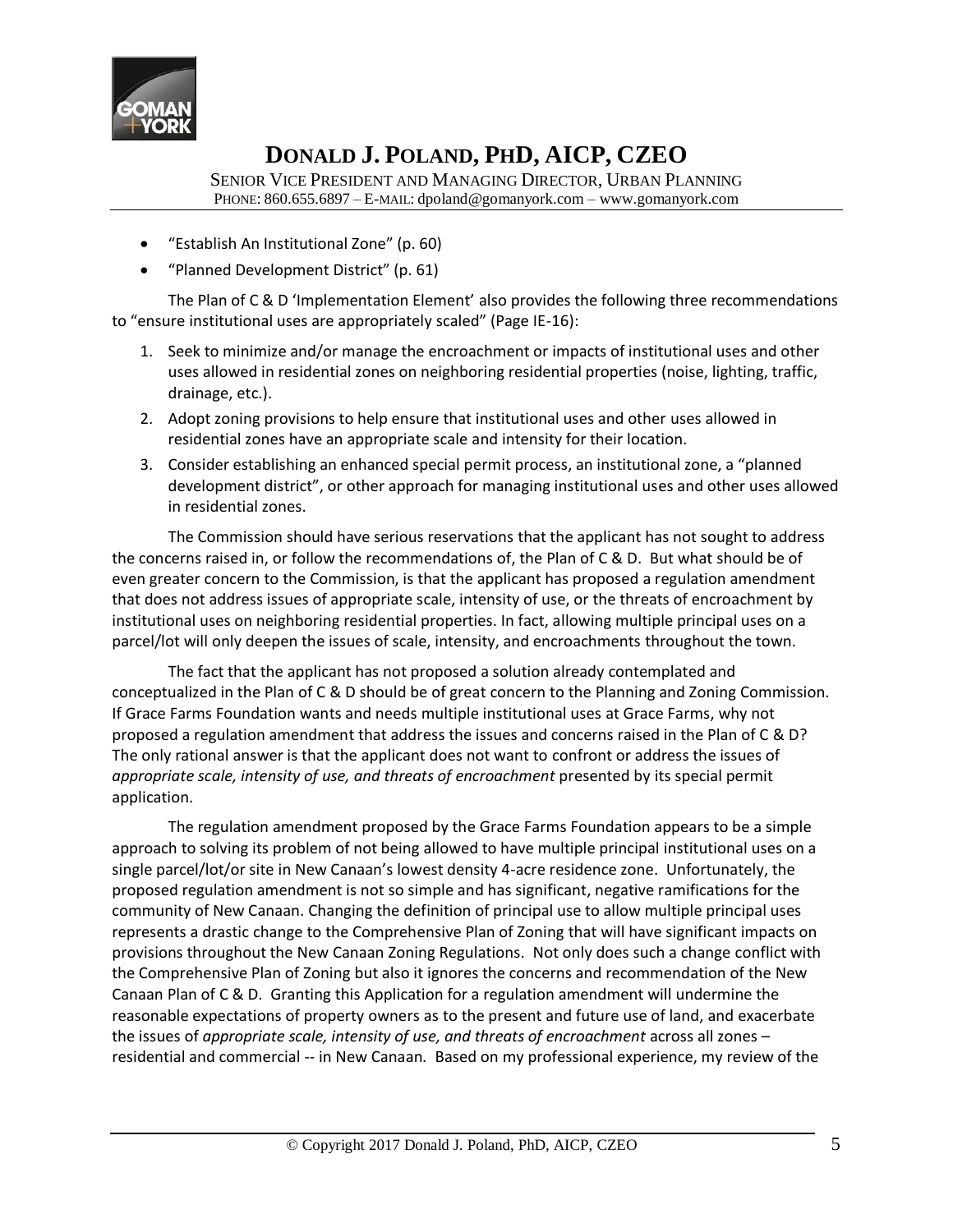- "Establish An Institutional Zone" (p. 60)
- "Planned Development District" (p. 61)

The Plan of C & D 'Implementation Element' also provides the following three recommendations to "ensure institutional uses are appropriately scaled" (Page IE-16):

1. Seek to minimize and/or manage the encroachment or impacts of institutional uses and other uses allowed in residential zones on neighboring residential properties (noise, lighting, traffic, drainage, etc.).
2. Adopt zoning provisions to help ensure that institutional uses and other uses allowed in residential zones have an appropriate scale and intensity for their location.
3. Consider establishing an enhanced special permit process, an institutional zone, a "planned development district", or other approach for managing institutional uses and other uses allowed in residential zones.

The Commission should have serious reservations that the applicant has not sought to address the concerns raised in, or follow the recommendations of, the Plan of C & D. But what should be of even greater concern to the Commission, is that the applicant has proposed a regulation amendment that does not address issues of appropriate scale, intensity of use, or the threats of encroachment by institutional uses on neighboring residential properties. In fact, allowing multiple principal uses on a parcel/lot will only deepen the issues of scale, intensity, and encroachments throughout the town.

The fact that the applicant has not proposed a solution already contemplated and conceptualized in the Plan of C & D should be of great concern to the Planning and Zoning Commission. If Grace Farms Foundation wants and needs multiple institutional uses at Grace Farms, why not proposed a regulation amendment that address the issues and concerns raised in the Plan of C & D? The only rational answer is that the applicant does not want to confront or address the issues of *appropriate scale, intensity of use, and threats of encroachment* presented by its special permit application.

The regulation amendment proposed by the Grace Farms Foundation appears to be a simple approach to solving its problem of not being allowed to have multiple principal institutional uses on a single parcel/lot/or site in New Canaan's lowest density 4-acre residence zone. Unfortunately, the proposed regulation amendment is not so simple and has significant, negative ramifications for the community of New Canaan. Changing the definition of principal use to allow multiple principal uses represents a drastic change to the Comprehensive Plan of Zoning that will have significant impacts on provisions throughout the New Canaan Zoning Regulations. Not only does such a change conflict with the Comprehensive Plan of Zoning but also it ignores the concerns and recommendation of the New Canaan Plan of C & D. Granting this Application for a regulation amendment will undermine the reasonable expectations of property owners as to the present and future use of land, and exacerbate the issues of *appropriate scale, intensity of use, and threats of encroachment* across all zones – residential and commercial -- in New Canaan. Based on my professional experience, my review of the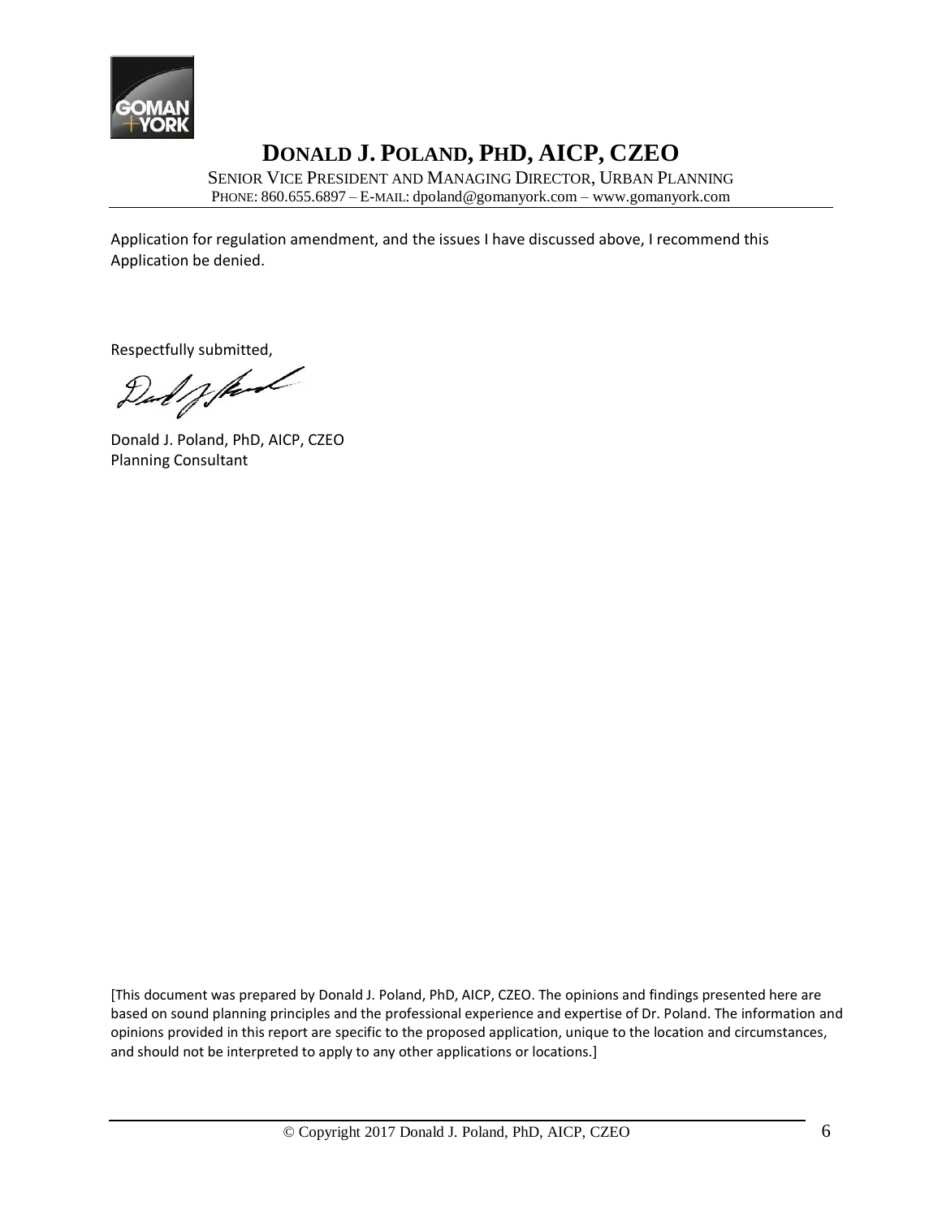Application for regulation amendment, and the issues I have discussed above, I recommend this Application be denied.

Respectfully submitted,

Donald J. Poland, PhD, AICP, CZEO
Planning Consultant

[This document was prepared by Donald J. Poland, PhD, AICP, CZEO. The opinions and findings presented here are based on sound planning principles and the professional experience and expertise of Dr. Poland. The information and opinions provided in this report are specific to the proposed application, unique to the location and circumstances, and should not be interpreted to apply to any other applications or locations.]